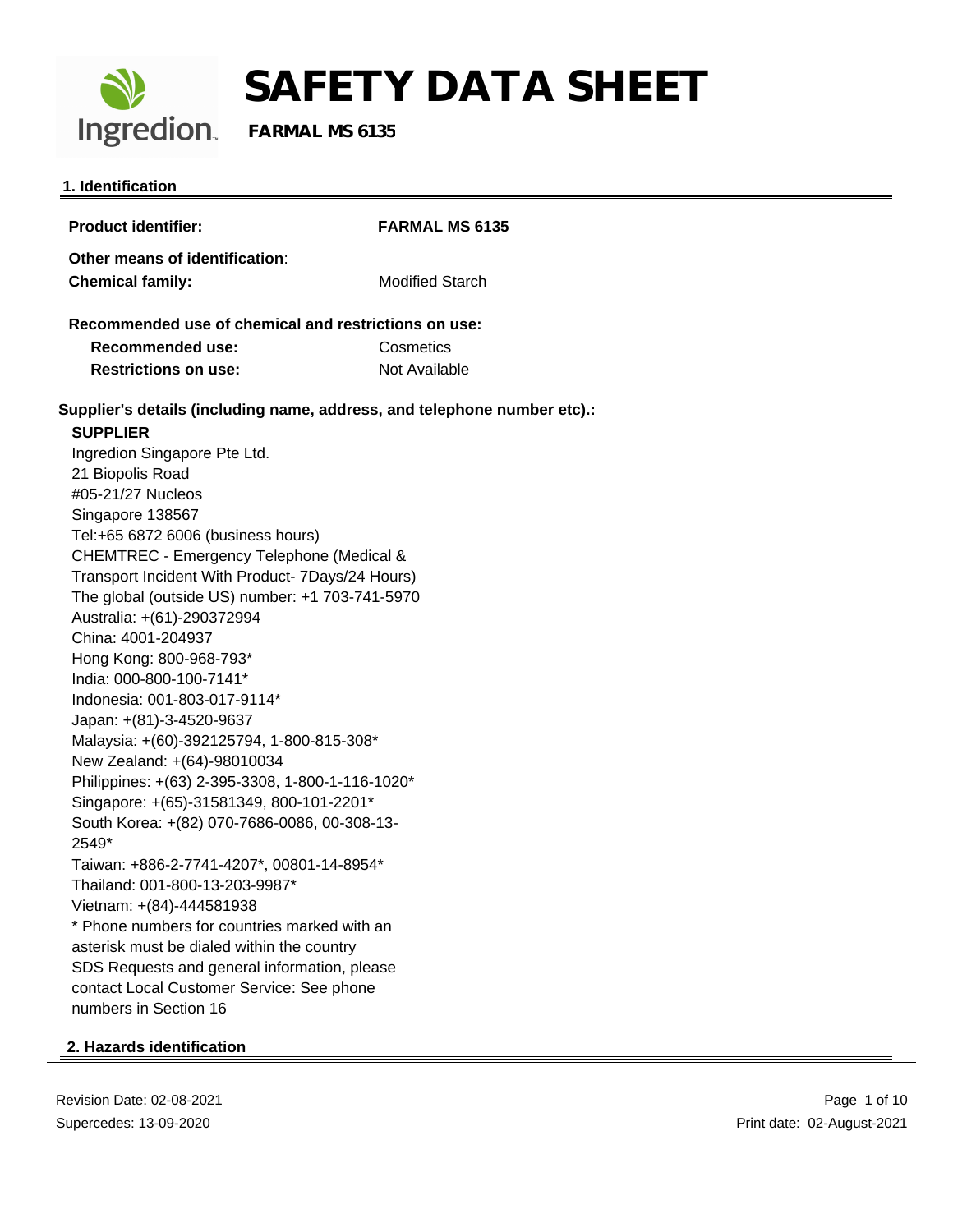# SAFETY DATA SHEET

**FARMAL MS 6135**

## 1. Identification

**Product identifier:** **FARMAL MS 6135**

**Other means of identification**:

**Chemical family:** Modified Starch

**Recommended use of chemical and restrictions on use:**

**Recommended use:** Cosmetics

**Restrictions on use:** Not Available

**Supplier's details (including name, address, and telephone number etc).:**

**SUPPLIER**

Ingredion Singapore Pte Ltd.
21 Biopolis Road
#05-21/27 Nucleos
Singapore 138567
Tel:+65 6872 6006 (business hours)
CHEMTREC - Emergency Telephone (Medical & Transport Incident With Product- 7Days/24 Hours)
The global (outside US) number: +1 703-741-5970
Australia: +(61)-290372994
China: 4001-204937
Hong Kong: 800-968-793*
India: 000-800-100-7141*
Indonesia: 001-803-017-9114*
Japan: +(81)-3-4520-9637
Malaysia: +(60)-392125794, 1-800-815-308*
New Zealand: +(64)-98010034
Philippines: +(63) 2-395-3308, 1-800-1-116-1020*
Singapore: +(65)-31581349, 800-101-2201*
South Korea: +(82) 070-7686-0086, 00-308-13-2549*
Taiwan: +886-2-7741-4207*, 00801-14-8954*
Thailand: 001-800-13-203-9987*
Vietnam: +(84)-444581938
* Phone numbers for countries marked with an asterisk must be dialed within the country
SDS Requests and general information, please contact Local Customer Service: See phone numbers in Section 16

## 2. Hazards identification

Revision Date: 02-08-2021
Supercedes: 13-09-2020
Print date: 02-August-2021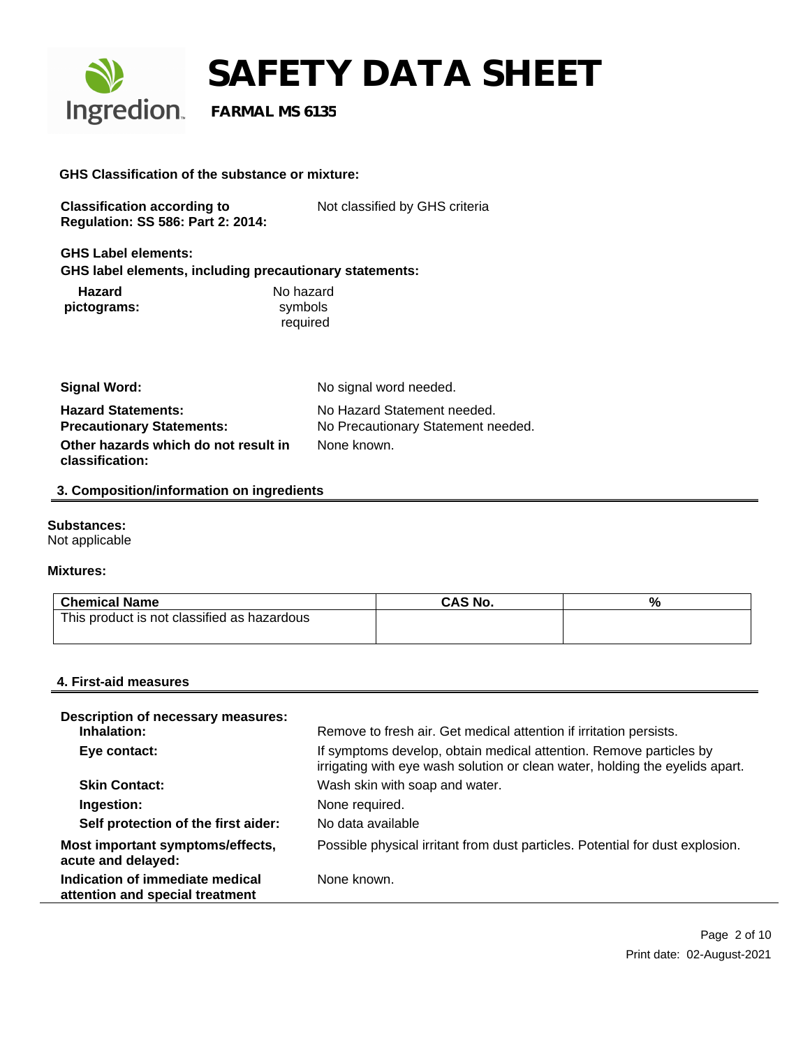**GHS Classification of the substance or mixture:**

**Classification according to Regulation: SS 586: Part 2: 2014:** Not classified by GHS criteria

**GHS Label elements:**

**GHS label elements, including precautionary statements:**

**Hazard pictograms:** No hazard symbols required

**Signal Word:** No signal word needed.

**Hazard Statements:** No Hazard Statement needed.

**Precautionary Statements:** No Precautionary Statement needed.

**Other hazards which do not result in classification:** None known.

## 3. Composition/information on ingredients

**Substances:**

Not applicable

**Mixtures:**

| Chemical Name | CAS No. | % |
|---|---|---|
| This product is not classified as hazardous | | |

## 4. First-aid measures

**Description of necessary measures:**

- **Inhalation:** Remove to fresh air. Get medical attention if irritation persists.
- **Eye contact:** If symptoms develop, obtain medical attention. Remove particles by irrigating with eye wash solution or clean water, holding the eyelids apart.
- **Skin Contact:** Wash skin with soap and water.
- **Ingestion:** None required.
- **Self protection of the first aider:** No data available

**Most important symptoms/effects, acute and delayed:** Possible physical irritant from dust particles. Potential for dust explosion.

**Indication of immediate medical attention and special treatment** None known.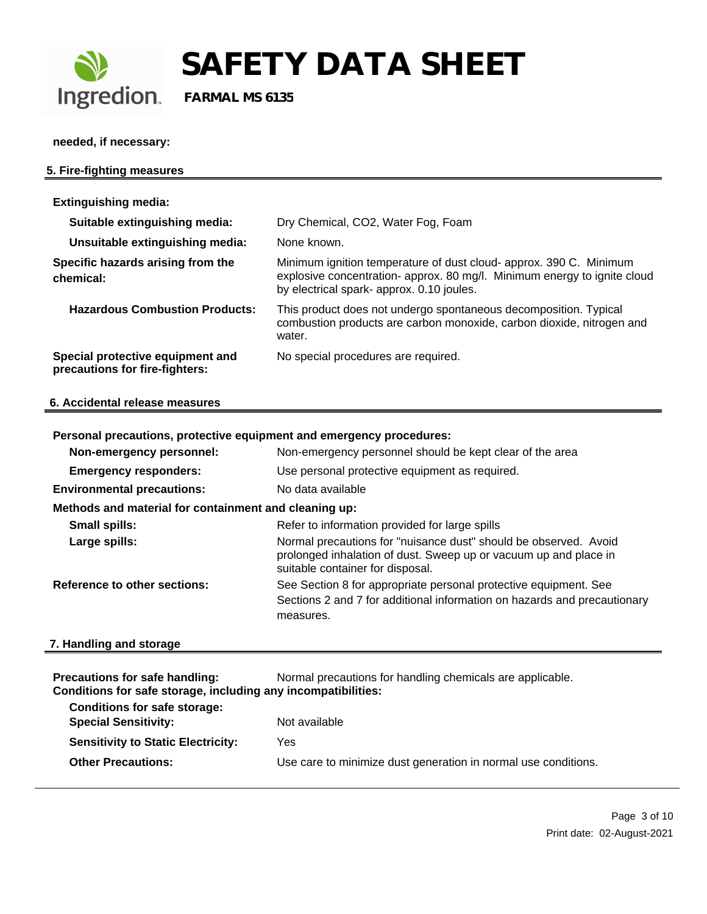**needed, if necessary:**

## 5. Fire-fighting measures

**Extinguishing media:**

| | |
|---|---|
| **Suitable extinguishing media:** | Dry Chemical, $CO_2$, Water Fog, Foam |
| **Unsuitable extinguishing media:** | None known. |
| **Specific hazards arising from the chemical:** | Minimum ignition temperature of dust cloud- approx. 390 C. Minimum explosive concentration- approx. 80 mg/l. Minimum energy to ignite cloud by electrical spark- approx. 0.10 joules. |
| **Hazardous Combustion Products:** | This product does not undergo spontaneous decomposition. Typical combustion products are carbon monoxide, carbon dioxide, nitrogen and water. |
| **Special protective equipment and precautions for fire-fighters:** | No special procedures are required. |

## 6. Accidental release measures

**Personal precautions, protective equipment and emergency procedures:**

| | |
|---|---|
| **Non-emergency personnel:** | Non-emergency personnel should be kept clear of the area |
| **Emergency responders:** | Use personal protective equipment as required. |
| **Environmental precautions:** | No data available |

**Methods and material for containment and cleaning up:**

| | |
|---|---|
| **Small spills:** | Refer to information provided for large spills |
| **Large spills:** | Normal precautions for "nuisance dust" should be observed. Avoid prolonged inhalation of dust. Sweep up or vacuum up and place in suitable container for disposal. |
| **Reference to other sections:** | See Section 8 for appropriate personal protective equipment. See Sections 2 and 7 for additional information on hazards and precautionary measures. |

## 7. Handling and storage

**Precautions for safe handling:** Normal precautions for handling chemicals are applicable.

**Conditions for safe storage, including any incompatibilities:**

**Conditions for safe storage:**

| | |
|---|---|
| **Special Sensitivity:** | Not available |
| **Sensitivity to Static Electricity:** | Yes |
| **Other Precautions:** | Use care to minimize dust generation in normal use conditions. |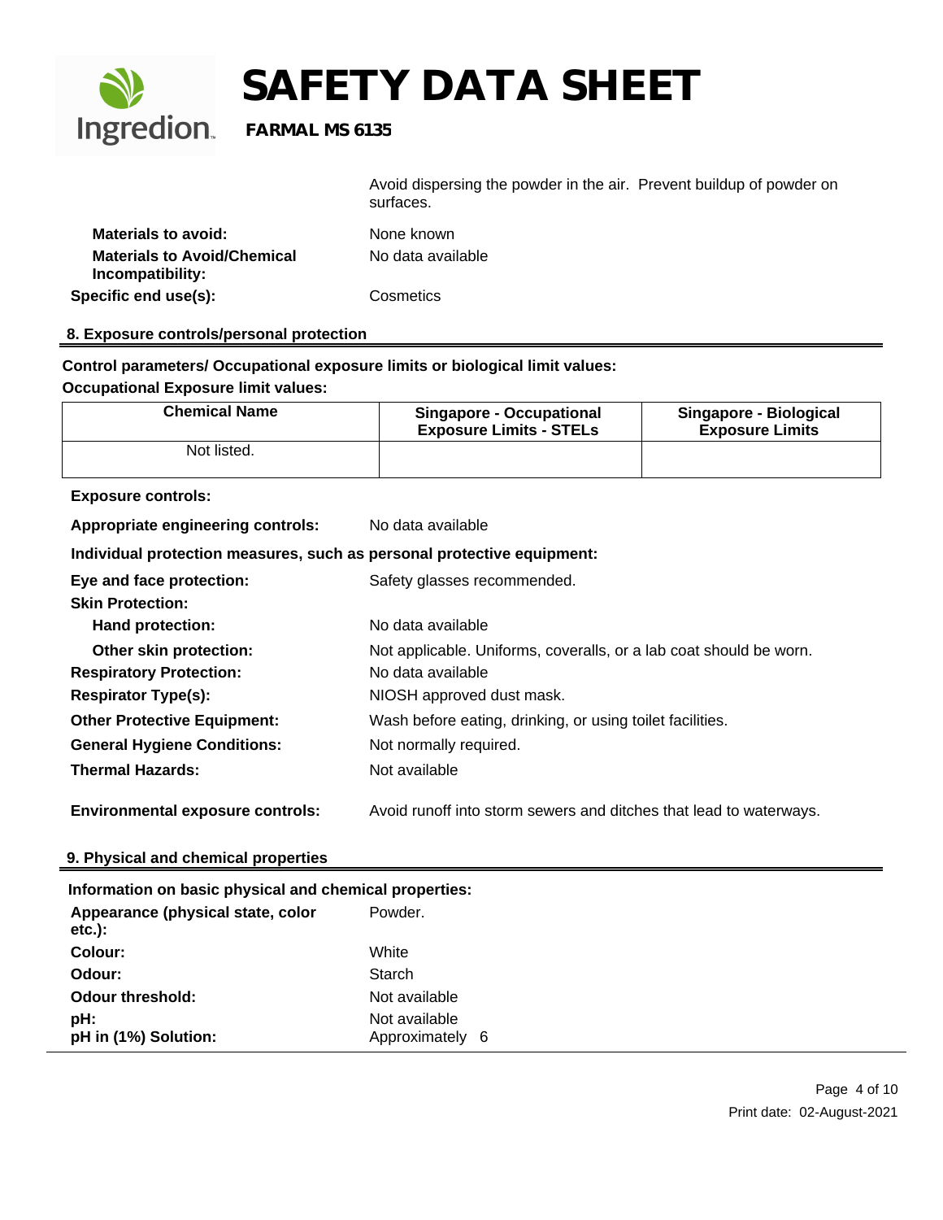Avoid dispersing the powder in the air. Prevent buildup of powder on surfaces.

**Materials to avoid:** None known

**Materials to Avoid/Chemical Incompatibility:** No data available

**Specific end use(s):** Cosmetics

## 8. Exposure controls/personal protection

**Control parameters/ Occupational exposure limits or biological limit values:**

**Occupational Exposure limit values:**

| Chemical Name | Singapore - Occupational Exposure Limits - STELs | Singapore - Biological Exposure Limits |
|---|---|---|
| Not listed. | | |

**Exposure controls:**

**Appropriate engineering controls:** No data available

**Individual protection measures, such as personal protective equipment:**

**Eye and face protection:** Safety glasses recommended.

**Skin Protection:**

**Hand protection:** No data available

**Other skin protection:** Not applicable. Uniforms, coveralls, or a lab coat should be worn.

**Respiratory Protection:** No data available

**Respirator Type(s):** NIOSH approved dust mask.

**Other Protective Equipment:** Wash before eating, drinking, or using toilet facilities.

**General Hygiene Conditions:** Not normally required.

**Thermal Hazards:** Not available

**Environmental exposure controls:** Avoid runoff into storm sewers and ditches that lead to waterways.

## 9. Physical and chemical properties

**Information on basic physical and chemical properties:**

**Appearance (physical state, color etc.):** Powder.

**Colour:** White

**Odour:** Starch

**Odour threshold:** Not available

**pH:** Not available

**pH in (1%) Solution:** Approximately 6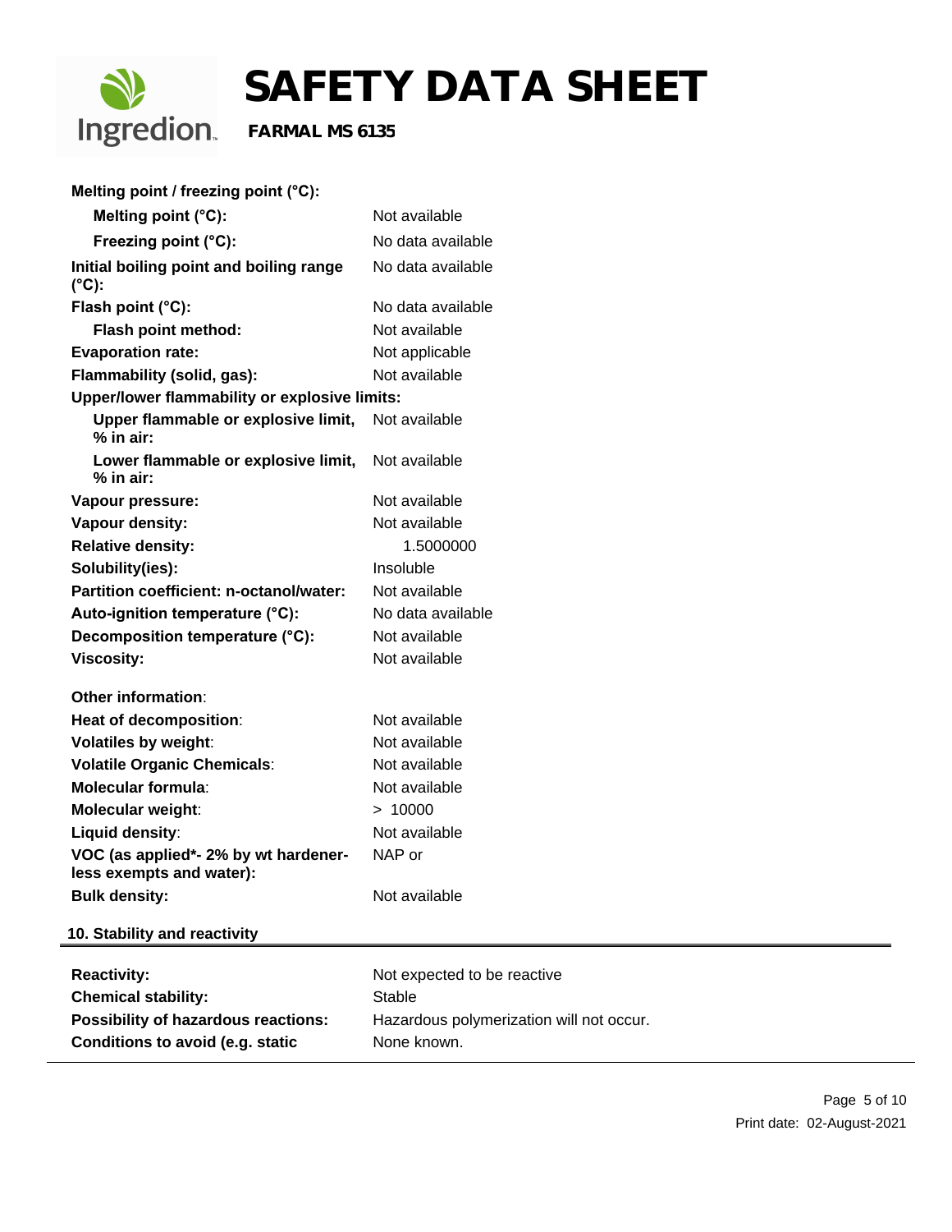| | |
|---|---|
| **Melting point / freezing point (°C):** | |
| **Melting point (°C):** | Not available |
| **Freezing point (°C):** | No data available |
| **Initial boiling point and boiling range (°C):** | No data available |
| **Flash point (°C):** | No data available |
| **Flash point method:** | Not available |
| **Evaporation rate:** | Not applicable |
| **Flammability (solid, gas):** | Not available |
| **Upper/lower flammability or explosive limits:** | |
| **Upper flammable or explosive limit, % in air:** | Not available |
| **Lower flammable or explosive limit, % in air:** | Not available |
| **Vapour pressure:** | Not available |
| **Vapour density:** | Not available |
| **Relative density:** | 1.5000000 |
| **Solubility(ies):** | Insoluble |
| **Partition coefficient: n-octanol/water:** | Not available |
| **Auto-ignition temperature (°C):** | No data available |
| **Decomposition temperature (°C):** | Not available |
| **Viscosity:** | Not available |

| | |
|---|---|
| **Other information**: | |
| **Heat of decomposition**: | Not available |
| **Volatiles by weight**: | Not available |
| **Volatile Organic Chemicals**: | Not available |
| **Molecular formula**: | Not available |
| **Molecular weight**: | > 10000 |
| **Liquid density**: | Not available |
| **VOC (as applied*- 2% by wt hardener-less exempts and water):** | NAP or |
| **Bulk density:** | Not available |

## 10. Stability and reactivity

| | |
|---|---|
| **Reactivity:** | Not expected to be reactive |
| **Chemical stability:** | Stable |
| **Possibility of hazardous reactions:** | Hazardous polymerization will not occur. |
| **Conditions to avoid (e.g. static** | None known. |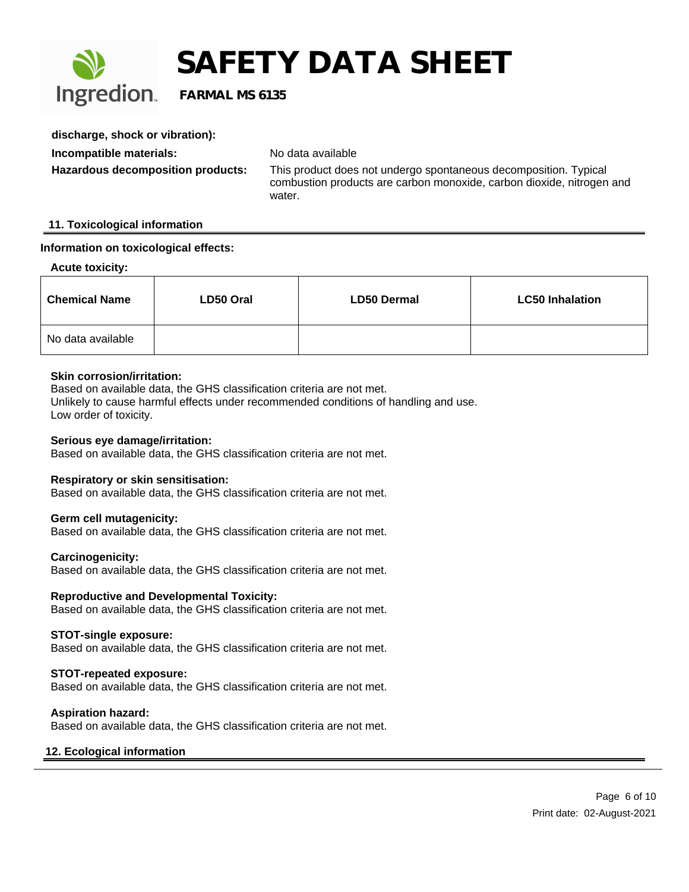**discharge, shock or vibration):**

**Incompatible materials:** No data available

**Hazardous decomposition products:** This product does not undergo spontaneous decomposition. Typical combustion products are carbon monoxide, carbon dioxide, nitrogen and water.

## 11. Toxicological information

### Information on toxicological effects:

**Acute toxicity:**

| Chemical Name | LD50 Oral | LD50 Dermal | LC50 Inhalation |
|---|---|---|---|
| No data available | | | |

**Skin corrosion/irritation:**
Based on available data, the GHS classification criteria are not met.
Unlikely to cause harmful effects under recommended conditions of handling and use.
Low order of toxicity.

**Serious eye damage/irritation:**
Based on available data, the GHS classification criteria are not met.

**Respiratory or skin sensitisation:**
Based on available data, the GHS classification criteria are not met.

**Germ cell mutagenicity:**
Based on available data, the GHS classification criteria are not met.

**Carcinogenicity:**
Based on available data, the GHS classification criteria are not met.

**Reproductive and Developmental Toxicity:**
Based on available data, the GHS classification criteria are not met.

**STOT-single exposure:**
Based on available data, the GHS classification criteria are not met.

**STOT-repeated exposure:**
Based on available data, the GHS classification criteria are not met.

**Aspiration hazard:**
Based on available data, the GHS classification criteria are not met.

## 12. Ecological information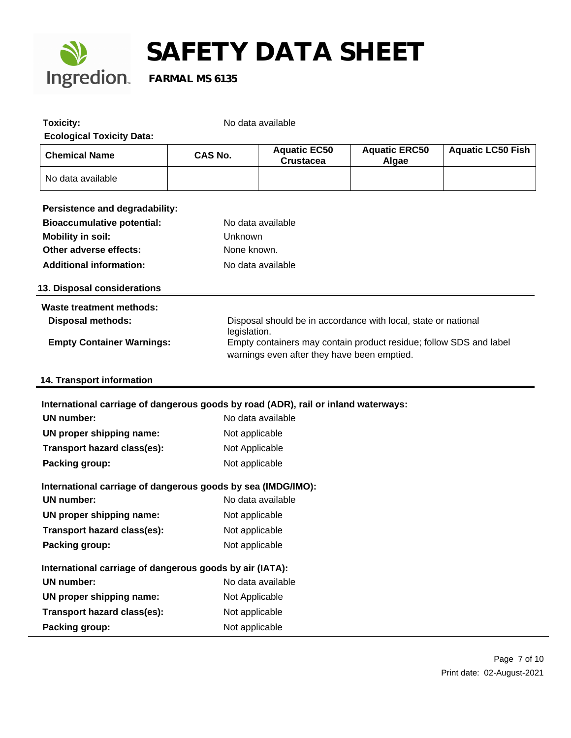**Toxicity:** No data available

**Ecological Toxicity Data:**

| Chemical Name | CAS No. | Aquatic EC50 Crustacea | Aquatic ERC50 Algae | Aquatic LC50 Fish |
|---|---|---|---|---|
| No data available | | | | |

**Persistence and degradability:**

**Bioaccumulative potential:** No data available

**Mobility in soil:** Unknown

**Other adverse effects:** None known.

**Additional information:** No data available

## 13. Disposal considerations

**Waste treatment methods:**

**Disposal methods:** Disposal should be in accordance with local, state or national legislation.

**Empty Container Warnings:** Empty containers may contain product residue; follow SDS and label warnings even after they have been emptied.

## 14. Transport information

**International carriage of dangerous goods by road (ADR), rail or inland waterways:**

**UN number:** No data available

**UN proper shipping name:** Not applicable

**Transport hazard class(es):** Not Applicable

**Packing group:** Not applicable

**International carriage of dangerous goods by sea (IMDG/IMO):**

**UN number:** No data available

**UN proper shipping name:** Not applicable

**Transport hazard class(es):** Not applicable

**Packing group:** Not applicable

**International carriage of dangerous goods by air (IATA):**

**UN number:** No data available

**UN proper shipping name:** Not Applicable

**Transport hazard class(es):** Not applicable

**Packing group:** Not applicable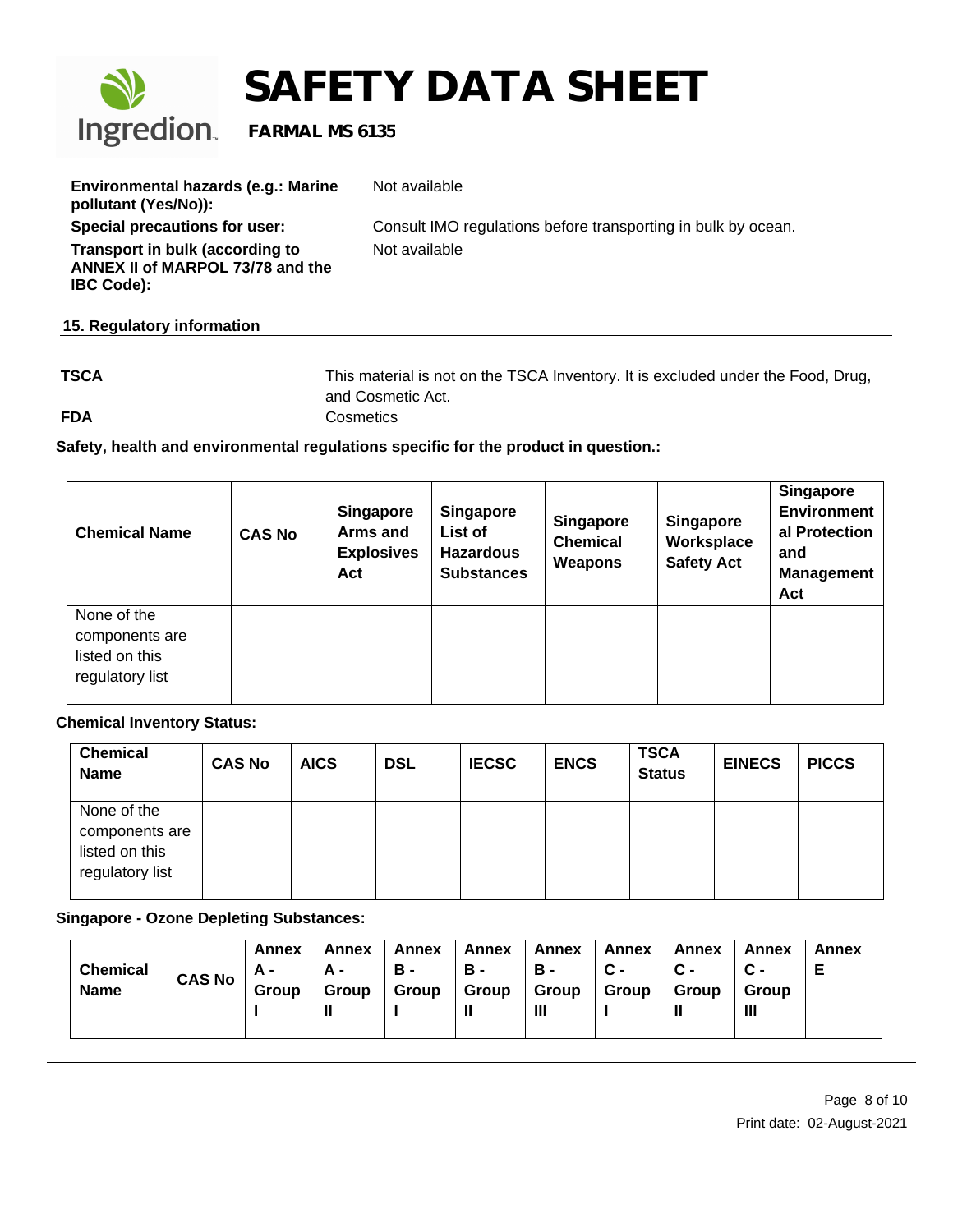**Environmental hazards (e.g.: Marine pollutant (Yes/No)):** Not available

**Special precautions for user:** Consult IMO regulations before transporting in bulk by ocean.

**Transport in bulk (according to ANNEX II of MARPOL 73/78 and the IBC Code):** Not available

## 15. Regulatory information

**TSCA** This material is not on the TSCA Inventory. It is excluded under the Food, Drug, and Cosmetic Act.

**FDA** Cosmetics

**Safety, health and environmental regulations specific for the product in question.:**

| Chemical Name | CAS No | Singapore Arms and Explosives Act | Singapore List of Hazardous Substances | Singapore Chemical Weapons | Singapore Worksplace Safety Act | Singapore Environmental Protection and Management Act |
|---|---|---|---|---|---|---|
| None of the components are listed on this regulatory list | | | | | | |

**Chemical Inventory Status:**

| Chemical Name | CAS No | AICS | DSL | IECSC | ENCS | TSCA Status | EINECS | PICCS |
|---|---|---|---|---|---|---|---|---|
| None of the components are listed on this regulatory list | | | | | | | | |

**Singapore - Ozone Depleting Substances:**

| Chemical Name | CAS No | Annex A - Group I | Annex A - Group II | Annex B - Group I | Annex B - Group II | Annex B - Group III | Annex C - Group I | Annex C - Group II | Annex C - Group III | Annex E |
|---|---|---|---|---|---|---|---|---|---|---|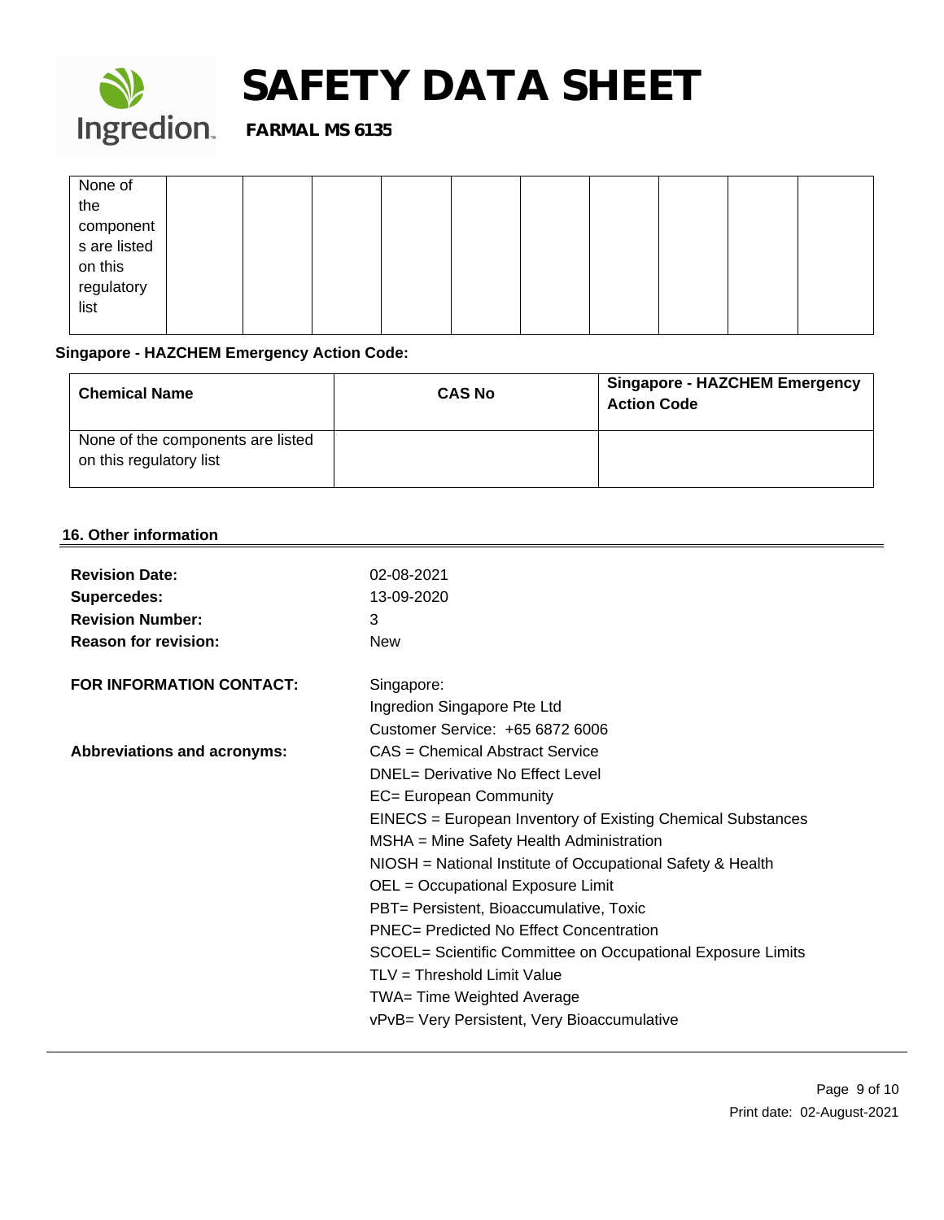| None of the components are listed on this regulatory list | | | | | | | | | | |
|---|---|---|---|---|---|---|---|---|---|---|

**Singapore - HAZCHEM Emergency Action Code:**

| Chemical Name | CAS No | Singapore - HAZCHEM Emergency Action Code |
|---|---|---|
| None of the components are listed on this regulatory list | | |

## 16. Other information

**Revision Date:** 02-08-2021
**Supercedes:** 13-09-2020
**Revision Number:** 3
**Reason for revision:** New

**FOR INFORMATION CONTACT:** Singapore:
Ingredion Singapore Pte Ltd
Customer Service: +65 6872 6006

**Abbreviations and acronyms:**
CAS = Chemical Abstract Service
DNEL= Derivative No Effect Level
EC= European Community
EINECS = European Inventory of Existing Chemical Substances
MSHA = Mine Safety Health Administration
NIOSH = National Institute of Occupational Safety & Health
OEL = Occupational Exposure Limit
PBT= Persistent, Bioaccumulative, Toxic
PNEC= Predicted No Effect Concentration
SCOEL= Scientific Committee on Occupational Exposure Limits
TLV = Threshold Limit Value
TWA= Time Weighted Average
vPvB= Very Persistent, Very Bioaccumulative

Print date: 02-August-2021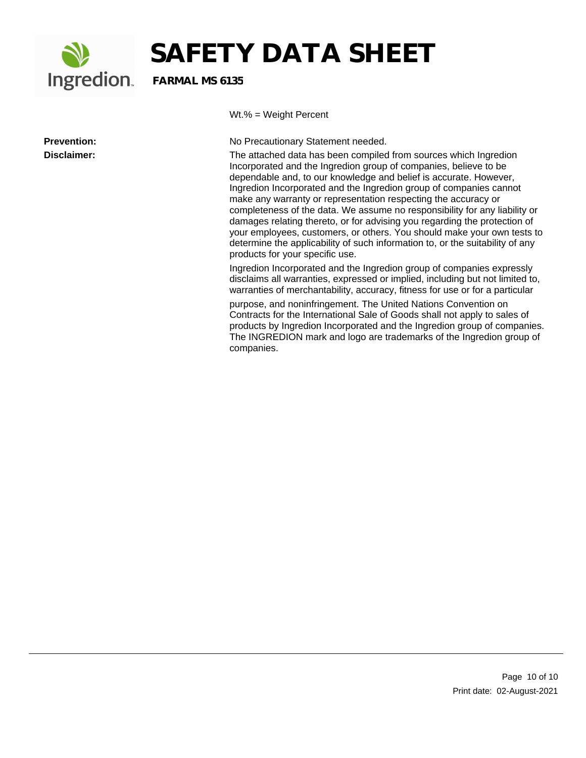Wt.% = Weight Percent

**Prevention:** No Precautionary Statement needed.

**Disclaimer:** The attached data has been compiled from sources which Ingredion Incorporated and the Ingredion group of companies, believe to be dependable and, to our knowledge and belief is accurate. However, Ingredion Incorporated and the Ingredion group of companies cannot make any warranty or representation respecting the accuracy or completeness of the data. We assume no responsibility for any liability or damages relating thereto, or for advising you regarding the protection of your employees, customers, or others. You should make your own tests to determine the applicability of such information to, or the suitability of any products for your specific use.

Ingredion Incorporated and the Ingredion group of companies expressly disclaims all warranties, expressed or implied, including but not limited to, warranties of merchantability, accuracy, fitness for use or for a particular purpose, and noninfringement. The United Nations Convention on Contracts for the International Sale of Goods shall not apply to sales of products by Ingredion Incorporated and the Ingredion group of companies. The INGREDION mark and logo are trademarks of the Ingredion group of companies.

Print date: 02-August-2021